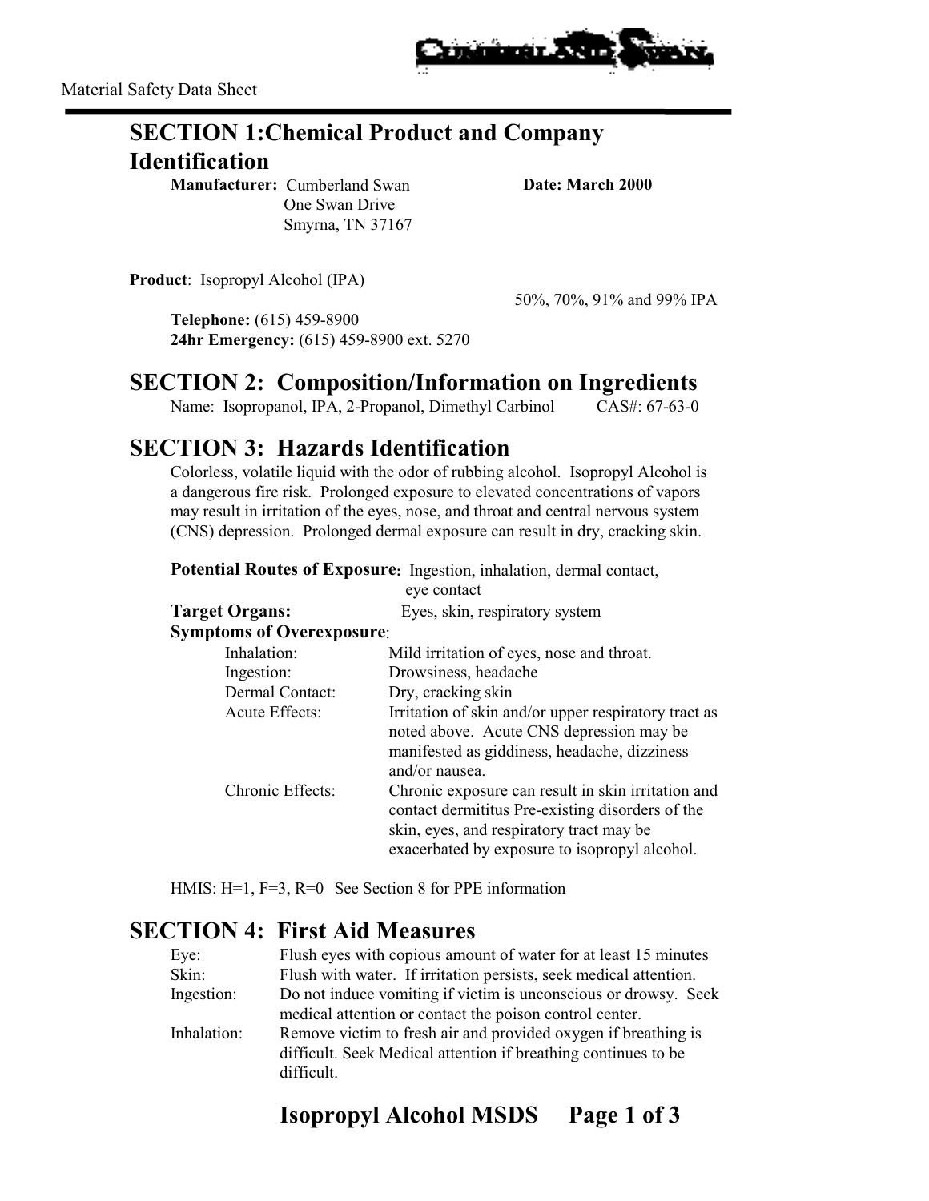Material Safety Data Sheet

# SECTION 1: Chemical Product and Company Identification

**Manufacturer:** Cumberland Swan
One Swan Drive
Smyrna, TN 37167

**Date: March 2000**

**Product**: Isopropyl Alcohol (IPA)

50%, 70%, 91% and 99% IPA

**Telephone:** (615) 459-8900
**24hr Emergency:** (615) 459-8900 ext. 5270

# SECTION 2: Composition/Information on Ingredients

Name: Isopropanol, IPA, 2-Propanol, Dimethyl Carbinol     CAS#: 67-63-0

# SECTION 3: Hazards Identification

Colorless, volatile liquid with the odor of rubbing alcohol. Isopropyl Alcohol is a dangerous fire risk. Prolonged exposure to elevated concentrations of vapors may result in irritation of the eyes, nose, and throat and central nervous system (CNS) depression. Prolonged dermal exposure can result in dry, cracking skin.

**Potential Routes of Exposure:** Ingestion, inhalation, dermal contact, eye contact

**Target Organs:** Eyes, skin, respiratory system

**Symptoms of Overexposure**:

| | |
|---|---|
| Inhalation: | Mild irritation of eyes, nose and throat. |
| Ingestion: | Drowsiness, headache |
| Dermal Contact: | Dry, cracking skin |
| Acute Effects: | Irritation of skin and/or upper respiratory tract as noted above. Acute CNS depression may be manifested as giddiness, headache, dizziness and/or nausea. |
| Chronic Effects: | Chronic exposure can result in skin irritation and contact dermititus Pre-existing disorders of the skin, eyes, and respiratory tract may be exacerbated by exposure to isopropyl alcohol. |

HMIS: H=1, F=3, R=0   See Section 8 for PPE information

# SECTION 4: First Aid Measures

| | |
|---|---|
| Eye: | Flush eyes with copious amount of water for at least 15 minutes |
| Skin: | Flush with water. If irritation persists, seek medical attention. |
| Ingestion: | Do not induce vomiting if victim is unconscious or drowsy. Seek medical attention or contact the poison control center. |
| Inhalation: | Remove victim to fresh air and provided oxygen if breathing is difficult. Seek Medical attention if breathing continues to be difficult. |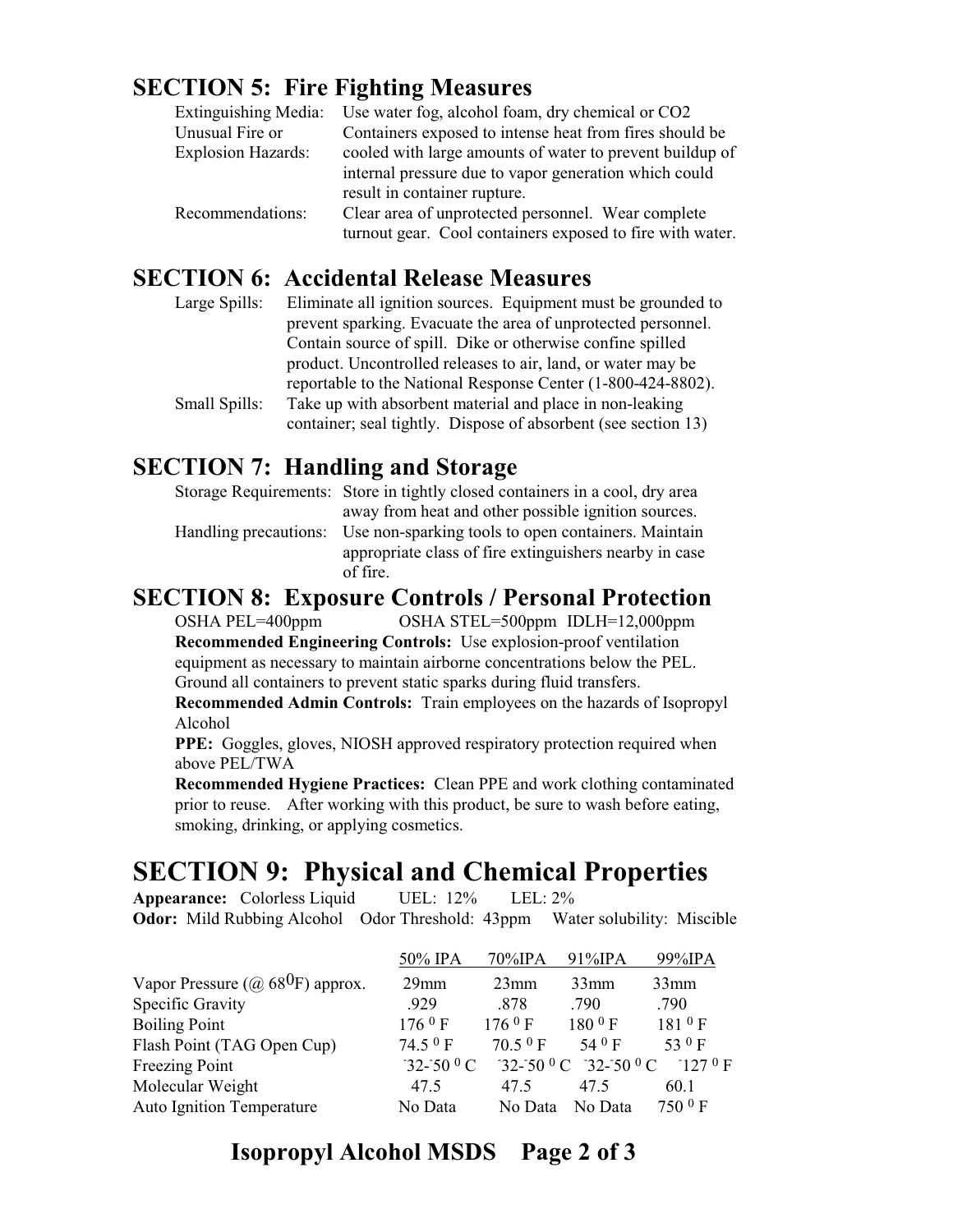## SECTION 5: Fire Fighting Measures

| | |
|---|---|
| Extinguishing Media: | Use water fog, alcohol foam, dry chemical or $CO_2$ |
| Unusual Fire or Explosion Hazards: | Containers exposed to intense heat from fires should be cooled with large amounts of water to prevent buildup of internal pressure due to vapor generation which could result in container rupture. |
| Recommendations: | Clear area of unprotected personnel. Wear complete turnout gear. Cool containers exposed to fire with water. |

## SECTION 6: Accidental Release Measures

| | |
|---|---|
| Large Spills: | Eliminate all ignition sources. Equipment must be grounded to prevent sparking. Evacuate the area of unprotected personnel. Contain source of spill. Dike or otherwise confine spilled product. Uncontrolled releases to air, land, or water may be reportable to the National Response Center (1-800-424-8802). |
| Small Spills: | Take up with absorbent material and place in non-leaking container; seal tightly. Dispose of absorbent (see section 13) |

## SECTION 7: Handling and Storage

| | |
|---|---|
| Storage Requirements: | Store in tightly closed containers in a cool, dry area away from heat and other possible ignition sources. |
| Handling precautions: | Use non-sparking tools to open containers. Maintain appropriate class of fire extinguishers nearby in case of fire. |

## SECTION 8: Exposure Controls / Personal Protection

OSHA PEL=400ppm  OSHA STEL=500ppm  IDLH=12,000ppm

**Recommended Engineering Controls:** Use explosion-proof ventilation equipment as necessary to maintain airborne concentrations below the PEL. Ground all containers to prevent static sparks during fluid transfers.

**Recommended Admin Controls:** Train employees on the hazards of Isopropyl Alcohol

**PPE:** Goggles, gloves, NIOSH approved respiratory protection required when above PEL/TWA

**Recommended Hygiene Practices:** Clean PPE and work clothing contaminated prior to reuse. After working with this product, be sure to wash before eating, smoking, drinking, or applying cosmetics.

# SECTION 9: Physical and Chemical Properties

**Appearance:** Colorless Liquid  UEL: 12%  LEL: 2%

**Odor:** Mild Rubbing Alcohol  Odor Threshold: 43ppm  Water solubility: Miscible

| | 50% IPA | 70%IPA | 91%IPA | 99%IPA |
|---|---|---|---|---|
| Vapor Pressure (@ $68^0$F) approx. | 29mm | 23mm | 33mm | 33mm |
| Specific Gravity | .929 | .878 | .790 | .790 |
| Boiling Point | $176\ ^0$ F | $176\ ^0$ F | $180\ ^0$ F | $181\ ^0$ F |
| Flash Point (TAG Open Cup) | $74.5\ ^0$ F | $70.5\ ^0$ F | $54\ ^0$ F | $53\ ^0$ F |
| Freezing Point | $^-32$-$^-50\ ^0$ C | $^-32$-$^-50\ ^0$ C | $^-32$-$^-50\ ^0$ C | $^-127\ ^0$ F |
| Molecular Weight | 47.5 | 47.5 | 47.5 | 60.1 |
| Auto Ignition Temperature | No Data | No Data | No Data | $750\ ^0$ F |

**Isopropyl Alcohol MSDS**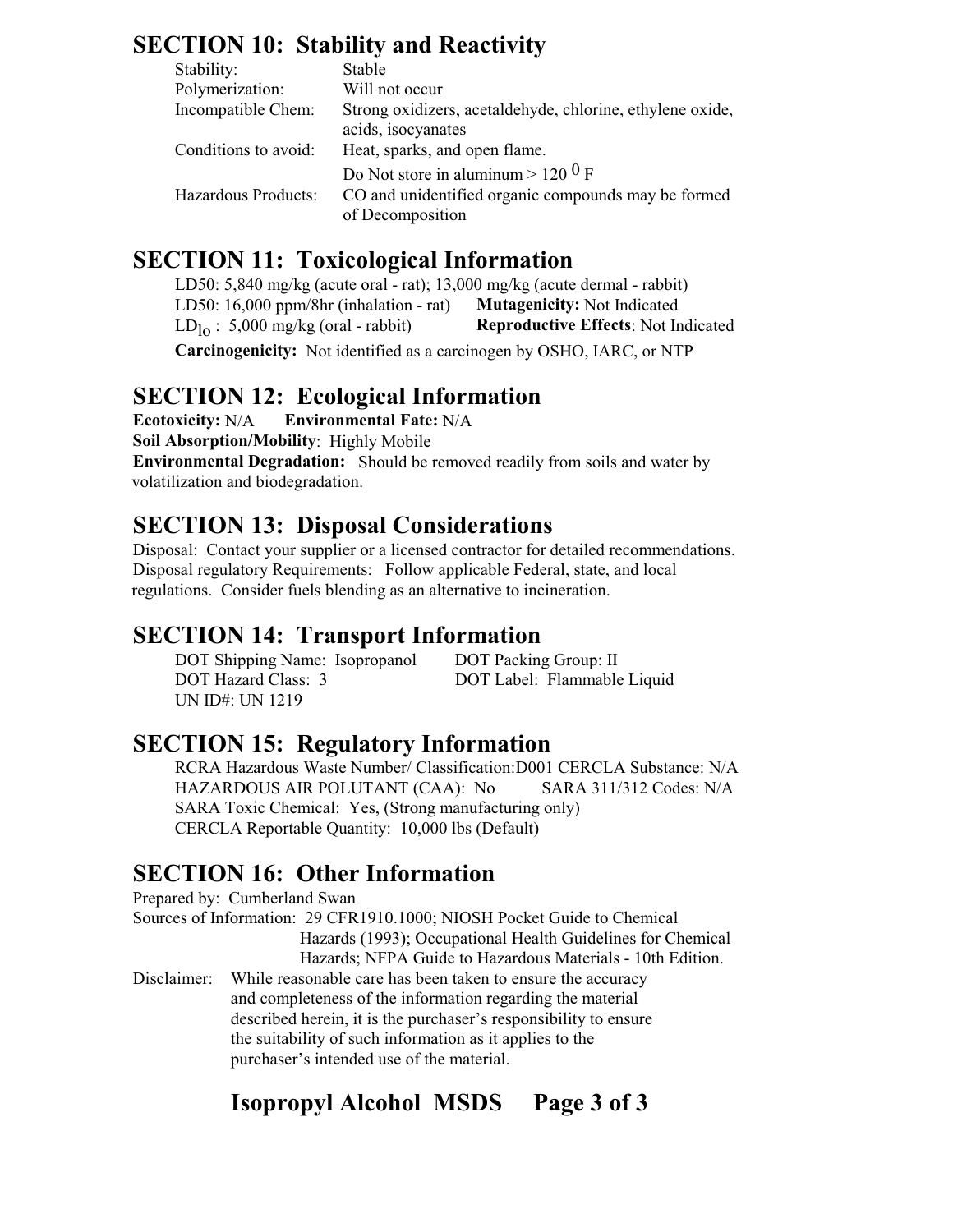## SECTION 10: Stability and Reactivity

| | |
|---|---|
| Stability: | Stable |
| Polymerization: | Will not occur |
| Incompatible Chem: | Strong oxidizers, acetaldehyde, chlorine, ethylene oxide, acids, isocyanates |
| Conditions to avoid: | Heat, sparks, and open flame. Do Not store in aluminum > 120 $^0$ F |
| Hazardous Products: | CO and unidentified organic compounds may be formed of Decomposition |

## SECTION 11: Toxicological Information

LD50: 5,840 mg/kg (acute oral - rat); 13,000 mg/kg (acute dermal - rabbit)
LD50: 16,000 ppm/8hr (inhalation - rat) **Mutagenicity:** Not Indicated
$LD_{lo}$ : 5,000 mg/kg (oral - rabbit) **Reproductive Effects**: Not Indicated

**Carcinogenicity:** Not identified as a carcinogen by OSHO, IARC, or NTP

## SECTION 12: Ecological Information

**Ecotoxicity:** N/A **Environmental Fate:** N/A
**Soil Absorption/Mobility**: Highly Mobile
**Environmental Degradation:** Should be removed readily from soils and water by volatilization and biodegradation.

## SECTION 13: Disposal Considerations

Disposal: Contact your supplier or a licensed contractor for detailed recommendations.
Disposal regulatory Requirements: Follow applicable Federal, state, and local regulations. Consider fuels blending as an alternative to incineration.

## SECTION 14: Transport Information

DOT Shipping Name: Isopropanol DOT Packing Group: II
DOT Hazard Class: 3 DOT Label: Flammable Liquid
UN ID#: UN 1219

## SECTION 15: Regulatory Information

RCRA Hazardous Waste Number/ Classification:D001 CERCLA Substance: N/A
HAZARDOUS AIR POLUTANT (CAA): No SARA 311/312 Codes: N/A
SARA Toxic Chemical: Yes, (Strong manufacturing only)
CERCLA Reportable Quantity: 10,000 lbs (Default)

## SECTION 16: Other Information

Prepared by: Cumberland Swan
Sources of Information: 29 CFR1910.1000; NIOSH Pocket Guide to Chemical Hazards (1993); Occupational Health Guidelines for Chemical Hazards; NFPA Guide to Hazardous Materials - 10th Edition.
Disclaimer: While reasonable care has been taken to ensure the accuracy and completeness of the information regarding the material described herein, it is the purchaser's responsibility to ensure the suitability of such information as it applies to the purchaser's intended use of the material.